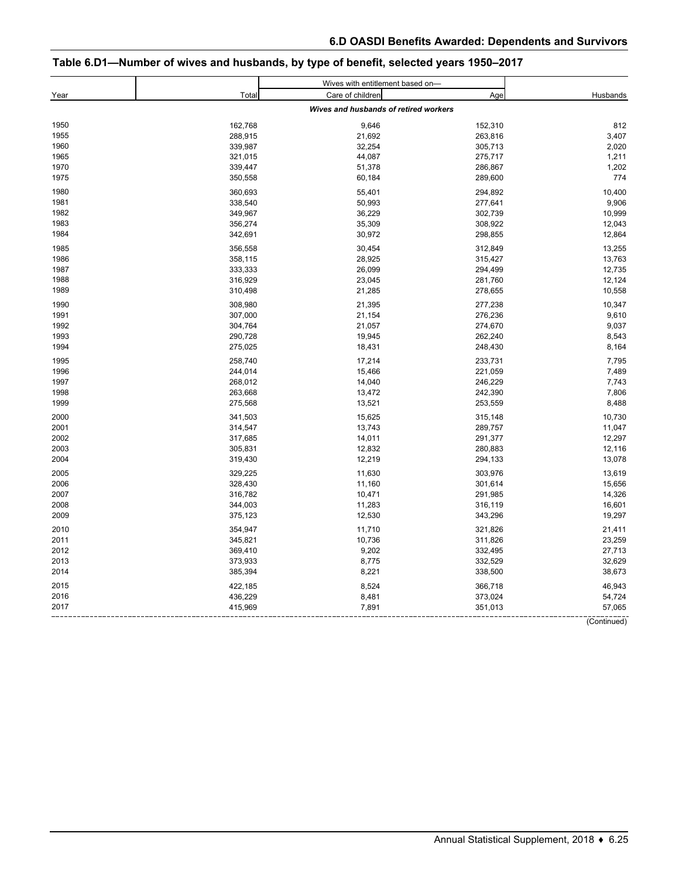## Table 6.D1—Number of wives and husbands, by type of benefit, selected years 1950–2017

| Year | Total | Wives with entitlement based on— | | Husbands |
|---|---|---|---|---|
| | | Care of children | Age | |
| *Wives and husbands of retired workers* | | | | |
| 1950 | 162,768 | 9,646 | 152,310 | 812 |
| 1955 | 288,915 | 21,692 | 263,816 | 3,407 |
| 1960 | 339,987 | 32,254 | 305,713 | 2,020 |
| 1965 | 321,015 | 44,087 | 275,717 | 1,211 |
| 1970 | 339,447 | 51,378 | 286,867 | 1,202 |
| 1975 | 350,558 | 60,184 | 289,600 | 774 |
| 1980 | 360,693 | 55,401 | 294,892 | 10,400 |
| 1981 | 338,540 | 50,993 | 277,641 | 9,906 |
| 1982 | 349,967 | 36,229 | 302,739 | 10,999 |
| 1983 | 356,274 | 35,309 | 308,922 | 12,043 |
| 1984 | 342,691 | 30,972 | 298,855 | 12,864 |
| 1985 | 356,558 | 30,454 | 312,849 | 13,255 |
| 1986 | 358,115 | 28,925 | 315,427 | 13,763 |
| 1987 | 333,333 | 26,099 | 294,499 | 12,735 |
| 1988 | 316,929 | 23,045 | 281,760 | 12,124 |
| 1989 | 310,498 | 21,285 | 278,655 | 10,558 |
| 1990 | 308,980 | 21,395 | 277,238 | 10,347 |
| 1991 | 307,000 | 21,154 | 276,236 | 9,610 |
| 1992 | 304,764 | 21,057 | 274,670 | 9,037 |
| 1993 | 290,728 | 19,945 | 262,240 | 8,543 |
| 1994 | 275,025 | 18,431 | 248,430 | 8,164 |
| 1995 | 258,740 | 17,214 | 233,731 | 7,795 |
| 1996 | 244,014 | 15,466 | 221,059 | 7,489 |
| 1997 | 268,012 | 14,040 | 246,229 | 7,743 |
| 1998 | 263,668 | 13,472 | 242,390 | 7,806 |
| 1999 | 275,568 | 13,521 | 253,559 | 8,488 |
| 2000 | 341,503 | 15,625 | 315,148 | 10,730 |
| 2001 | 314,547 | 13,743 | 289,757 | 11,047 |
| 2002 | 317,685 | 14,011 | 291,377 | 12,297 |
| 2003 | 305,831 | 12,832 | 280,883 | 12,116 |
| 2004 | 319,430 | 12,219 | 294,133 | 13,078 |
| 2005 | 329,225 | 11,630 | 303,976 | 13,619 |
| 2006 | 328,430 | 11,160 | 301,614 | 15,656 |
| 2007 | 316,782 | 10,471 | 291,985 | 14,326 |
| 2008 | 344,003 | 11,283 | 316,119 | 16,601 |
| 2009 | 375,123 | 12,530 | 343,296 | 19,297 |
| 2010 | 354,947 | 11,710 | 321,826 | 21,411 |
| 2011 | 345,821 | 10,736 | 311,826 | 23,259 |
| 2012 | 369,410 | 9,202 | 332,495 | 27,713 |
| 2013 | 373,933 | 8,775 | 332,529 | 32,629 |
| 2014 | 385,394 | 8,221 | 338,500 | 38,673 |
| 2015 | 422,185 | 8,524 | 366,718 | 46,943 |
| 2016 | 436,229 | 8,481 | 373,024 | 54,724 |
| 2017 | 415,969 | 7,891 | 351,013 | 57,065 |

(Continued)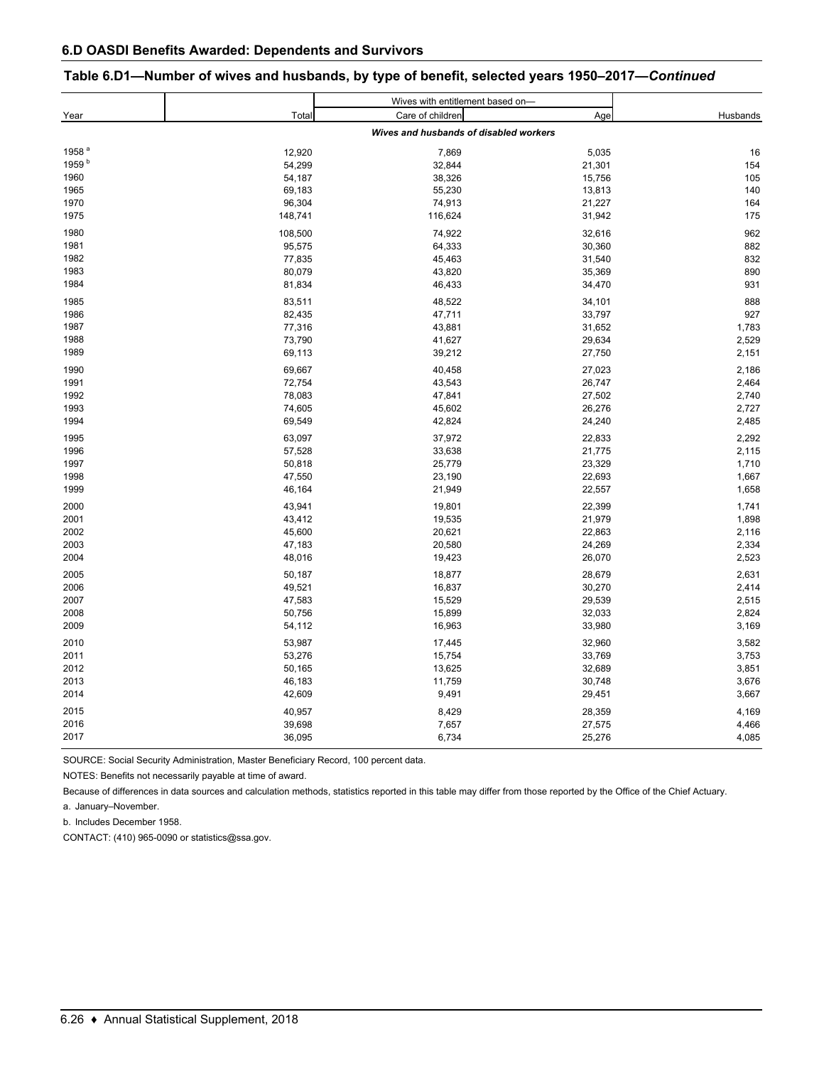## 6.D OASDI Benefits Awarded: Dependents and Survivors

### Table 6.D1—Number of wives and husbands, by type of benefit, selected years 1950–2017—*Continued*

| Year | Total | Wives with entitlement based on— | | Husbands |
|---|---|---|---|---|
| | | Care of children | Age | |
| | | ***Wives and husbands of disabled workers*** | | |
| 1958 [a] | 12,920 | 7,869 | 5,035 | 16 |
| 1959 [b] | 54,299 | 32,844 | 21,301 | 154 |
| 1960 | 54,187 | 38,326 | 15,756 | 105 |
| 1965 | 69,183 | 55,230 | 13,813 | 140 |
| 1970 | 96,304 | 74,913 | 21,227 | 164 |
| 1975 | 148,741 | 116,624 | 31,942 | 175 |
| 1980 | 108,500 | 74,922 | 32,616 | 962 |
| 1981 | 95,575 | 64,333 | 30,360 | 882 |
| 1982 | 77,835 | 45,463 | 31,540 | 832 |
| 1983 | 80,079 | 43,820 | 35,369 | 890 |
| 1984 | 81,834 | 46,433 | 34,470 | 931 |
| 1985 | 83,511 | 48,522 | 34,101 | 888 |
| 1986 | 82,435 | 47,711 | 33,797 | 927 |
| 1987 | 77,316 | 43,881 | 31,652 | 1,783 |
| 1988 | 73,790 | 41,627 | 29,634 | 2,529 |
| 1989 | 69,113 | 39,212 | 27,750 | 2,151 |
| 1990 | 69,667 | 40,458 | 27,023 | 2,186 |
| 1991 | 72,754 | 43,543 | 26,747 | 2,464 |
| 1992 | 78,083 | 47,841 | 27,502 | 2,740 |
| 1993 | 74,605 | 45,602 | 26,276 | 2,727 |
| 1994 | 69,549 | 42,824 | 24,240 | 2,485 |
| 1995 | 63,097 | 37,972 | 22,833 | 2,292 |
| 1996 | 57,528 | 33,638 | 21,775 | 2,115 |
| 1997 | 50,818 | 25,779 | 23,329 | 1,710 |
| 1998 | 47,550 | 23,190 | 22,693 | 1,667 |
| 1999 | 46,164 | 21,949 | 22,557 | 1,658 |
| 2000 | 43,941 | 19,801 | 22,399 | 1,741 |
| 2001 | 43,412 | 19,535 | 21,979 | 1,898 |
| 2002 | 45,600 | 20,621 | 22,863 | 2,116 |
| 2003 | 47,183 | 20,580 | 24,269 | 2,334 |
| 2004 | 48,016 | 19,423 | 26,070 | 2,523 |
| 2005 | 50,187 | 18,877 | 28,679 | 2,631 |
| 2006 | 49,521 | 16,837 | 30,270 | 2,414 |
| 2007 | 47,583 | 15,529 | 29,539 | 2,515 |
| 2008 | 50,756 | 15,899 | 32,033 | 2,824 |
| 2009 | 54,112 | 16,963 | 33,980 | 3,169 |
| 2010 | 53,987 | 17,445 | 32,960 | 3,582 |
| 2011 | 53,276 | 15,754 | 33,769 | 3,753 |
| 2012 | 50,165 | 13,625 | 32,689 | 3,851 |
| 2013 | 46,183 | 11,759 | 30,748 | 3,676 |
| 2014 | 42,609 | 9,491 | 29,451 | 3,667 |
| 2015 | 40,957 | 8,429 | 28,359 | 4,169 |
| 2016 | 39,698 | 7,657 | 27,575 | 4,466 |
| 2017 | 36,095 | 6,734 | 25,276 | 4,085 |

SOURCE: Social Security Administration, Master Beneficiary Record, 100 percent data.

NOTES: Benefits not necessarily payable at time of award.

Because of differences in data sources and calculation methods, statistics reported in this table may differ from those reported by the Office of the Chief Actuary.

a. January–November.

b. Includes December 1958.

CONTACT: (410) 965-0090 or statistics@ssa.gov.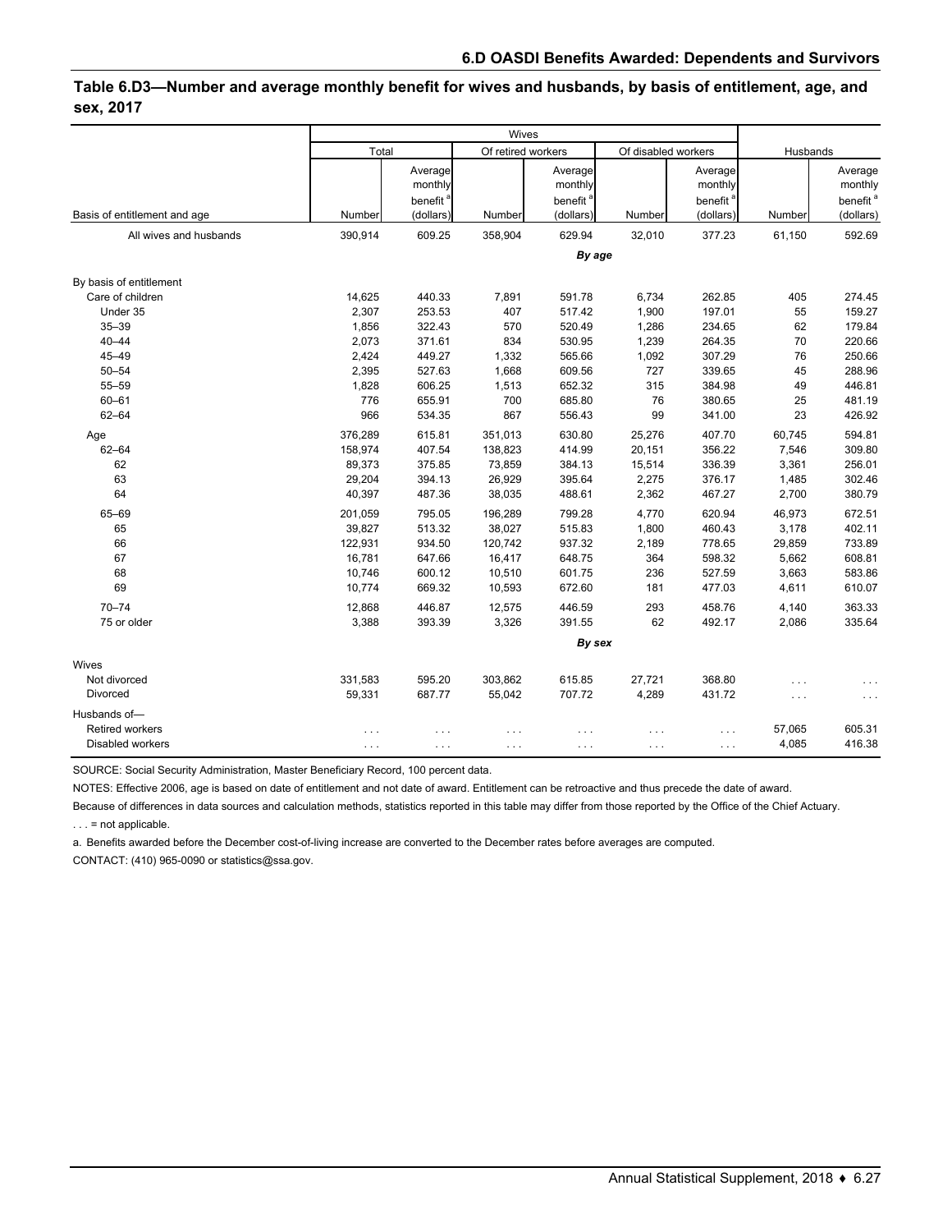## Table 6.D3—Number and average monthly benefit for wives and husbands, by basis of entitlement, age, and sex, 2017

| Basis of entitlement and age | Wives | | | | | | Husbands | |
|---|---|---|---|---|---|---|---|---|
| | Total | | Of retired workers | | Of disabled workers | | | |
| | Number | Average monthly benefit [a] (dollars) | Number | Average monthly benefit [a] (dollars) | Number | Average monthly benefit [a] (dollars) | Number | Average monthly benefit [a] (dollars) |
| All wives and husbands | 390,914 | 609.25 | 358,904 | 629.94 | 32,010 | 377.23 | 61,150 | 592.69 |
| | | | | *By age* | | | | |
| By basis of entitlement | | | | | | | | |
| Care of children | 14,625 | 440.33 | 7,891 | 591.78 | 6,734 | 262.85 | 405 | 274.45 |
| Under 35 | 2,307 | 253.53 | 407 | 517.42 | 1,900 | 197.01 | 55 | 159.27 |
| 35–39 | 1,856 | 322.43 | 570 | 520.49 | 1,286 | 234.65 | 62 | 179.84 |
| 40–44 | 2,073 | 371.61 | 834 | 530.95 | 1,239 | 264.35 | 70 | 220.66 |
| 45–49 | 2,424 | 449.27 | 1,332 | 565.66 | 1,092 | 307.29 | 76 | 250.66 |
| 50–54 | 2,395 | 527.63 | 1,668 | 609.56 | 727 | 339.65 | 45 | 288.96 |
| 55–59 | 1,828 | 606.25 | 1,513 | 652.32 | 315 | 384.98 | 49 | 446.81 |
| 60–61 | 776 | 655.91 | 700 | 685.80 | 76 | 380.65 | 25 | 481.19 |
| 62–64 | 966 | 534.35 | 867 | 556.43 | 99 | 341.00 | 23 | 426.92 |
| Age | 376,289 | 615.81 | 351,013 | 630.80 | 25,276 | 407.70 | 60,745 | 594.81 |
| 62–64 | 158,974 | 407.54 | 138,823 | 414.99 | 20,151 | 356.22 | 7,546 | 309.80 |
| 62 | 89,373 | 375.85 | 73,859 | 384.13 | 15,514 | 336.39 | 3,361 | 256.01 |
| 63 | 29,204 | 394.13 | 26,929 | 395.64 | 2,275 | 376.17 | 1,485 | 302.46 |
| 64 | 40,397 | 487.36 | 38,035 | 488.61 | 2,362 | 467.27 | 2,700 | 380.79 |
| 65–69 | 201,059 | 795.05 | 196,289 | 799.28 | 4,770 | 620.94 | 46,973 | 672.51 |
| 65 | 39,827 | 513.32 | 38,027 | 515.83 | 1,800 | 460.43 | 3,178 | 402.11 |
| 66 | 122,931 | 934.50 | 120,742 | 937.32 | 2,189 | 778.65 | 29,859 | 733.89 |
| 67 | 16,781 | 647.66 | 16,417 | 648.75 | 364 | 598.32 | 5,662 | 608.81 |
| 68 | 10,746 | 600.12 | 10,510 | 601.75 | 236 | 527.59 | 3,663 | 583.86 |
| 69 | 10,774 | 669.32 | 10,593 | 672.60 | 181 | 477.03 | 4,611 | 610.07 |
| 70–74 | 12,868 | 446.87 | 12,575 | 446.59 | 293 | 458.76 | 4,140 | 363.33 |
| 75 or older | 3,388 | 393.39 | 3,326 | 391.55 | 62 | 492.17 | 2,086 | 335.64 |
| | | | | *By sex* | | | | |
| Wives | | | | | | | | |
| Not divorced | 331,583 | 595.20 | 303,862 | 615.85 | 27,721 | 368.80 | . . . | . . . |
| Divorced | 59,331 | 687.77 | 55,042 | 707.72 | 4,289 | 431.72 | . . . | . . . |
| Husbands of— | | | | | | | | |
| Retired workers | . . . | . . . | . . . | . . . | . . . | . . . | 57,065 | 605.31 |
| Disabled workers | . . . | . . . | . . . | . . . | . . . | . . . | 4,085 | 416.38 |

SOURCE: Social Security Administration, Master Beneficiary Record, 100 percent data.

NOTES: Effective 2006, age is based on date of entitlement and not date of award. Entitlement can be retroactive and thus precede the date of award.

Because of differences in data sources and calculation methods, statistics reported in this table may differ from those reported by the Office of the Chief Actuary.

. . . = not applicable.

a. Benefits awarded before the December cost-of-living increase are converted to the December rates before averages are computed.

CONTACT: (410) 965-0090 or statistics@ssa.gov.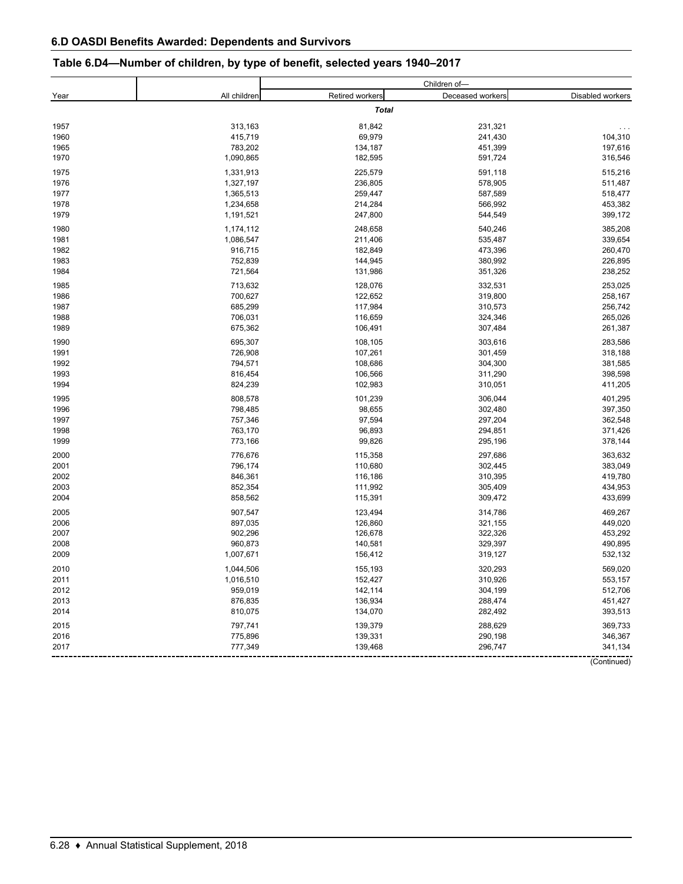## 6.D OASDI Benefits Awarded: Dependents and Survivors

### Table 6.D4—Number of children, by type of benefit, selected years 1940–2017

| Year | All children | Children of— | | |
|---|---|---|---|---|
| | | Retired workers | Deceased workers | Disabled workers |
| | | *Total* | | |
| 1957 | 313,163 | 81,842 | 231,321 | . . . |
| 1960 | 415,719 | 69,979 | 241,430 | 104,310 |
| 1965 | 783,202 | 134,187 | 451,399 | 197,616 |
| 1970 | 1,090,865 | 182,595 | 591,724 | 316,546 |
| 1975 | 1,331,913 | 225,579 | 591,118 | 515,216 |
| 1976 | 1,327,197 | 236,805 | 578,905 | 511,487 |
| 1977 | 1,365,513 | 259,447 | 587,589 | 518,477 |
| 1978 | 1,234,658 | 214,284 | 566,992 | 453,382 |
| 1979 | 1,191,521 | 247,800 | 544,549 | 399,172 |
| 1980 | 1,174,112 | 248,658 | 540,246 | 385,208 |
| 1981 | 1,086,547 | 211,406 | 535,487 | 339,654 |
| 1982 | 916,715 | 182,849 | 473,396 | 260,470 |
| 1983 | 752,839 | 144,945 | 380,992 | 226,895 |
| 1984 | 721,564 | 131,986 | 351,326 | 238,252 |
| 1985 | 713,632 | 128,076 | 332,531 | 253,025 |
| 1986 | 700,627 | 122,652 | 319,800 | 258,167 |
| 1987 | 685,299 | 117,984 | 310,573 | 256,742 |
| 1988 | 706,031 | 116,659 | 324,346 | 265,026 |
| 1989 | 675,362 | 106,491 | 307,484 | 261,387 |
| 1990 | 695,307 | 108,105 | 303,616 | 283,586 |
| 1991 | 726,908 | 107,261 | 301,459 | 318,188 |
| 1992 | 794,571 | 108,686 | 304,300 | 381,585 |
| 1993 | 816,454 | 106,566 | 311,290 | 398,598 |
| 1994 | 824,239 | 102,983 | 310,051 | 411,205 |
| 1995 | 808,578 | 101,239 | 306,044 | 401,295 |
| 1996 | 798,485 | 98,655 | 302,480 | 397,350 |
| 1997 | 757,346 | 97,594 | 297,204 | 362,548 |
| 1998 | 763,170 | 96,893 | 294,851 | 371,426 |
| 1999 | 773,166 | 99,826 | 295,196 | 378,144 |
| 2000 | 776,676 | 115,358 | 297,686 | 363,632 |
| 2001 | 796,174 | 110,680 | 302,445 | 383,049 |
| 2002 | 846,361 | 116,186 | 310,395 | 419,780 |
| 2003 | 852,354 | 111,992 | 305,409 | 434,953 |
| 2004 | 858,562 | 115,391 | 309,472 | 433,699 |
| 2005 | 907,547 | 123,494 | 314,786 | 469,267 |
| 2006 | 897,035 | 126,860 | 321,155 | 449,020 |
| 2007 | 902,296 | 126,678 | 322,326 | 453,292 |
| 2008 | 960,873 | 140,581 | 329,397 | 490,895 |
| 2009 | 1,007,671 | 156,412 | 319,127 | 532,132 |
| 2010 | 1,044,506 | 155,193 | 320,293 | 569,020 |
| 2011 | 1,016,510 | 152,427 | 310,926 | 553,157 |
| 2012 | 959,019 | 142,114 | 304,199 | 512,706 |
| 2013 | 876,835 | 136,934 | 288,474 | 451,427 |
| 2014 | 810,075 | 134,070 | 282,492 | 393,513 |
| 2015 | 797,741 | 139,379 | 288,629 | 369,733 |
| 2016 | 775,896 | 139,331 | 290,198 | 346,367 |
| 2017 | 777,349 | 139,468 | 296,747 | 341,134 |

(Continued)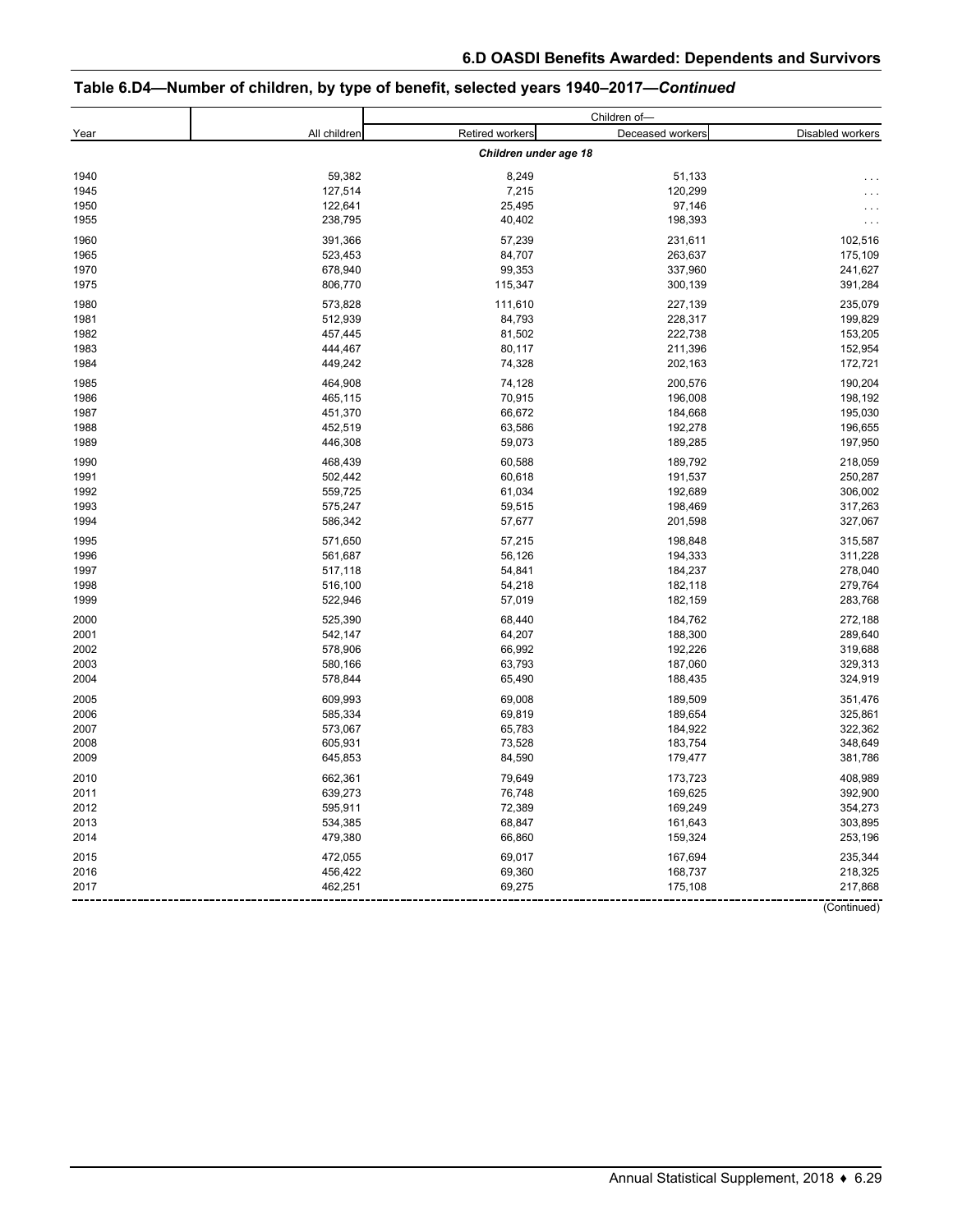## Table 6.D4—Number of children, by type of benefit, selected years 1940–2017—*Continued*

| Year | All children | Children of— | | |
|---|---|---|---|---|
| | | Retired workers | Deceased workers | Disabled workers |
| | | ***Children under age 18*** | | |
| 1940 | 59,382 | 8,249 | 51,133 | . . . |
| 1945 | 127,514 | 7,215 | 120,299 | . . . |
| 1950 | 122,641 | 25,495 | 97,146 | . . . |
| 1955 | 238,795 | 40,402 | 198,393 | . . . |
| 1960 | 391,366 | 57,239 | 231,611 | 102,516 |
| 1965 | 523,453 | 84,707 | 263,637 | 175,109 |
| 1970 | 678,940 | 99,353 | 337,960 | 241,627 |
| 1975 | 806,770 | 115,347 | 300,139 | 391,284 |
| 1980 | 573,828 | 111,610 | 227,139 | 235,079 |
| 1981 | 512,939 | 84,793 | 228,317 | 199,829 |
| 1982 | 457,445 | 81,502 | 222,738 | 153,205 |
| 1983 | 444,467 | 80,117 | 211,396 | 152,954 |
| 1984 | 449,242 | 74,328 | 202,163 | 172,721 |
| 1985 | 464,908 | 74,128 | 200,576 | 190,204 |
| 1986 | 465,115 | 70,915 | 196,008 | 198,192 |
| 1987 | 451,370 | 66,672 | 184,668 | 195,030 |
| 1988 | 452,519 | 63,586 | 192,278 | 196,655 |
| 1989 | 446,308 | 59,073 | 189,285 | 197,950 |
| 1990 | 468,439 | 60,588 | 189,792 | 218,059 |
| 1991 | 502,442 | 60,618 | 191,537 | 250,287 |
| 1992 | 559,725 | 61,034 | 192,689 | 306,002 |
| 1993 | 575,247 | 59,515 | 198,469 | 317,263 |
| 1994 | 586,342 | 57,677 | 201,598 | 327,067 |
| 1995 | 571,650 | 57,215 | 198,848 | 315,587 |
| 1996 | 561,687 | 56,126 | 194,333 | 311,228 |
| 1997 | 517,118 | 54,841 | 184,237 | 278,040 |
| 1998 | 516,100 | 54,218 | 182,118 | 279,764 |
| 1999 | 522,946 | 57,019 | 182,159 | 283,768 |
| 2000 | 525,390 | 68,440 | 184,762 | 272,188 |
| 2001 | 542,147 | 64,207 | 188,300 | 289,640 |
| 2002 | 578,906 | 66,992 | 192,226 | 319,688 |
| 2003 | 580,166 | 63,793 | 187,060 | 329,313 |
| 2004 | 578,844 | 65,490 | 188,435 | 324,919 |
| 2005 | 609,993 | 69,008 | 189,509 | 351,476 |
| 2006 | 585,334 | 69,819 | 189,654 | 325,861 |
| 2007 | 573,067 | 65,783 | 184,922 | 322,362 |
| 2008 | 605,931 | 73,528 | 183,754 | 348,649 |
| 2009 | 645,853 | 84,590 | 179,477 | 381,786 |
| 2010 | 662,361 | 79,649 | 173,723 | 408,989 |
| 2011 | 639,273 | 76,748 | 169,625 | 392,900 |
| 2012 | 595,911 | 72,389 | 169,249 | 354,273 |
| 2013 | 534,385 | 68,847 | 161,643 | 303,895 |
| 2014 | 479,380 | 66,860 | 159,324 | 253,196 |
| 2015 | 472,055 | 69,017 | 167,694 | 235,344 |
| 2016 | 456,422 | 69,360 | 168,737 | 218,325 |
| 2017 | 462,251 | 69,275 | 175,108 | 217,868 |

(Continued)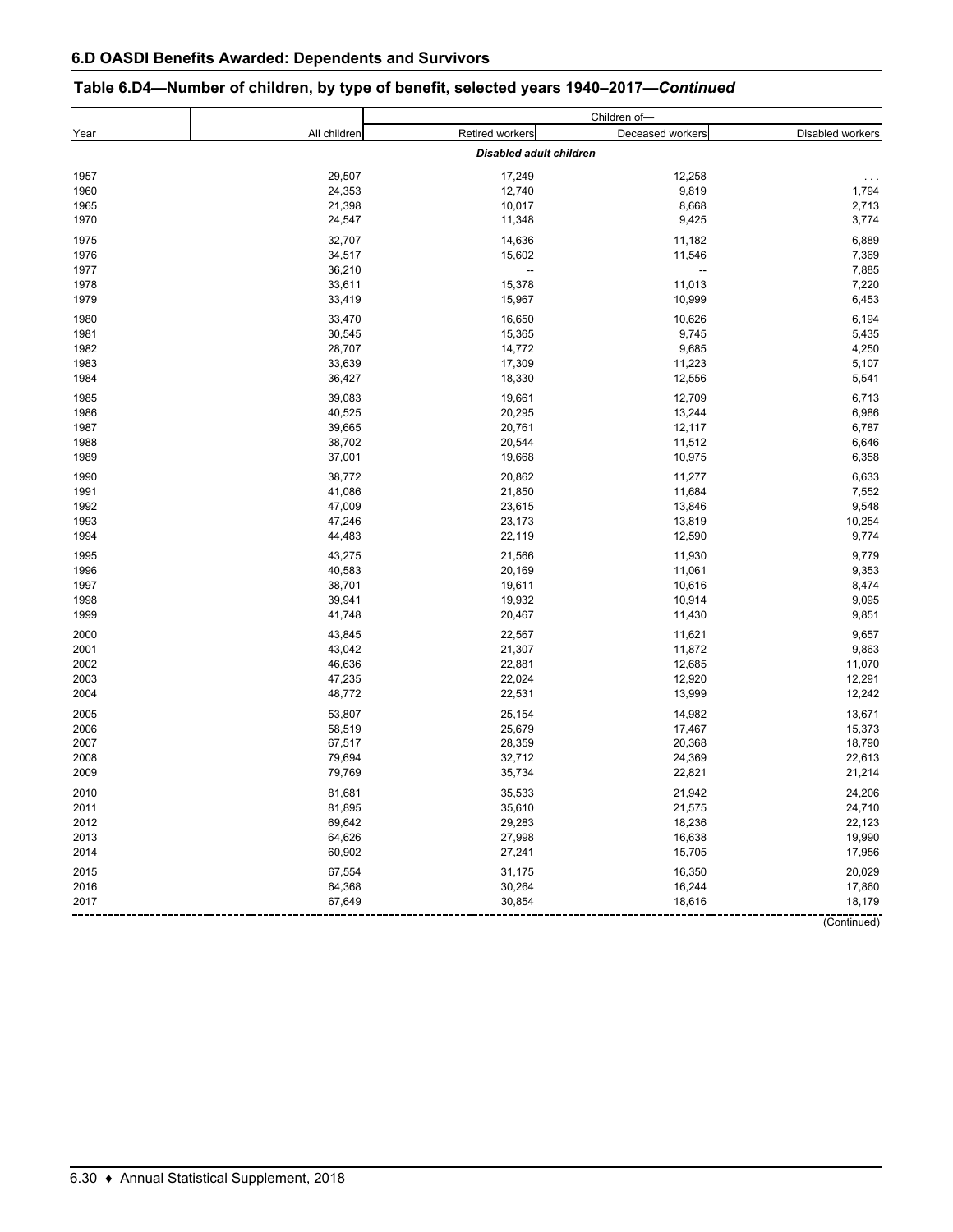## 6.D OASDI Benefits Awarded: Dependents and Survivors

### Table 6.D4—Number of children, by type of benefit, selected years 1940–2017—*Continued*

| Year | All children | Children of— Retired workers | Deceased workers | Disabled workers |
|---|---|---|---|---|
| | | ***Disabled adult children*** | | |
| 1957 | 29,507 | 17,249 | 12,258 | . . . |
| 1960 | 24,353 | 12,740 | 9,819 | 1,794 |
| 1965 | 21,398 | 10,017 | 8,668 | 2,713 |
| 1970 | 24,547 | 11,348 | 9,425 | 3,774 |
| 1975 | 32,707 | 14,636 | 11,182 | 6,889 |
| 1976 | 34,517 | 15,602 | 11,546 | 7,369 |
| 1977 | 36,210 | -- | -- | 7,885 |
| 1978 | 33,611 | 15,378 | 11,013 | 7,220 |
| 1979 | 33,419 | 15,967 | 10,999 | 6,453 |
| 1980 | 33,470 | 16,650 | 10,626 | 6,194 |
| 1981 | 30,545 | 15,365 | 9,745 | 5,435 |
| 1982 | 28,707 | 14,772 | 9,685 | 4,250 |
| 1983 | 33,639 | 17,309 | 11,223 | 5,107 |
| 1984 | 36,427 | 18,330 | 12,556 | 5,541 |
| 1985 | 39,083 | 19,661 | 12,709 | 6,713 |
| 1986 | 40,525 | 20,295 | 13,244 | 6,986 |
| 1987 | 39,665 | 20,761 | 12,117 | 6,787 |
| 1988 | 38,702 | 20,544 | 11,512 | 6,646 |
| 1989 | 37,001 | 19,668 | 10,975 | 6,358 |
| 1990 | 38,772 | 20,862 | 11,277 | 6,633 |
| 1991 | 41,086 | 21,850 | 11,684 | 7,552 |
| 1992 | 47,009 | 23,615 | 13,846 | 9,548 |
| 1993 | 47,246 | 23,173 | 13,819 | 10,254 |
| 1994 | 44,483 | 22,119 | 12,590 | 9,774 |
| 1995 | 43,275 | 21,566 | 11,930 | 9,779 |
| 1996 | 40,583 | 20,169 | 11,061 | 9,353 |
| 1997 | 38,701 | 19,611 | 10,616 | 8,474 |
| 1998 | 39,941 | 19,932 | 10,914 | 9,095 |
| 1999 | 41,748 | 20,467 | 11,430 | 9,851 |
| 2000 | 43,845 | 22,567 | 11,621 | 9,657 |
| 2001 | 43,042 | 21,307 | 11,872 | 9,863 |
| 2002 | 46,636 | 22,881 | 12,685 | 11,070 |
| 2003 | 47,235 | 22,024 | 12,920 | 12,291 |
| 2004 | 48,772 | 22,531 | 13,999 | 12,242 |
| 2005 | 53,807 | 25,154 | 14,982 | 13,671 |
| 2006 | 58,519 | 25,679 | 17,467 | 15,373 |
| 2007 | 67,517 | 28,359 | 20,368 | 18,790 |
| 2008 | 79,694 | 32,712 | 24,369 | 22,613 |
| 2009 | 79,769 | 35,734 | 22,821 | 21,214 |
| 2010 | 81,681 | 35,533 | 21,942 | 24,206 |
| 2011 | 81,895 | 35,610 | 21,575 | 24,710 |
| 2012 | 69,642 | 29,283 | 18,236 | 22,123 |
| 2013 | 64,626 | 27,998 | 16,638 | 19,990 |
| 2014 | 60,902 | 27,241 | 15,705 | 17,956 |
| 2015 | 67,554 | 31,175 | 16,350 | 20,029 |
| 2016 | 64,368 | 30,264 | 16,244 | 17,860 |
| 2017 | 67,649 | 30,854 | 18,616 | 18,179 |

(Continued)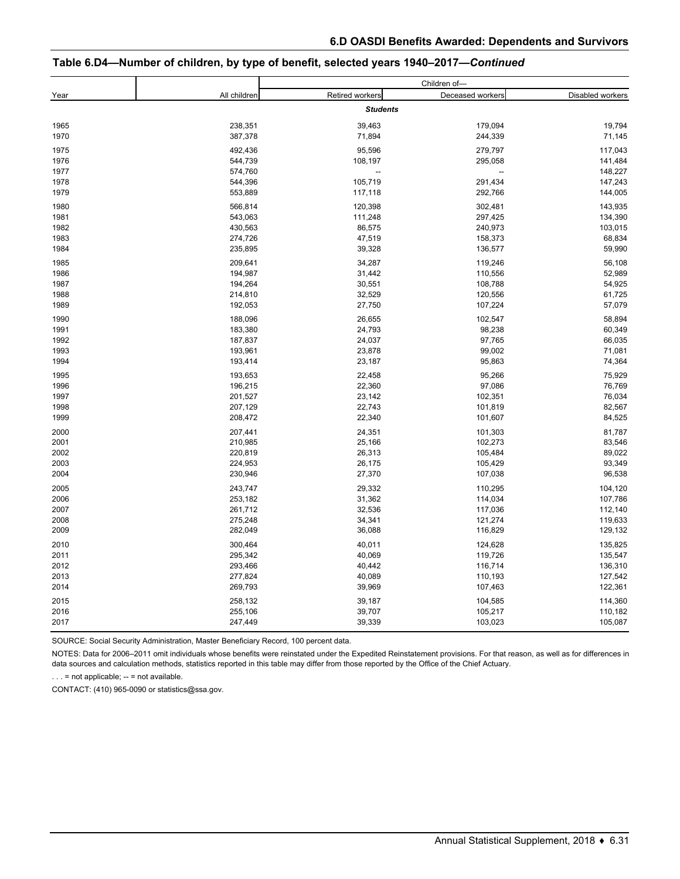## Table 6.D4—Number of children, by type of benefit, selected years 1940–2017—*Continued*

| Year | All children | Children of— Retired workers | Deceased workers | Disabled workers |
|---|---|---|---|---|
| | | ***Students*** | | |
| 1965 | 238,351 | 39,463 | 179,094 | 19,794 |
| 1970 | 387,378 | 71,894 | 244,339 | 71,145 |
| 1975 | 492,436 | 95,596 | 279,797 | 117,043 |
| 1976 | 544,739 | 108,197 | 295,058 | 141,484 |
| 1977 | 574,760 | -- | -- | 148,227 |
| 1978 | 544,396 | 105,719 | 291,434 | 147,243 |
| 1979 | 553,889 | 117,118 | 292,766 | 144,005 |
| 1980 | 566,814 | 120,398 | 302,481 | 143,935 |
| 1981 | 543,063 | 111,248 | 297,425 | 134,390 |
| 1982 | 430,563 | 86,575 | 240,973 | 103,015 |
| 1983 | 274,726 | 47,519 | 158,373 | 68,834 |
| 1984 | 235,895 | 39,328 | 136,577 | 59,990 |
| 1985 | 209,641 | 34,287 | 119,246 | 56,108 |
| 1986 | 194,987 | 31,442 | 110,556 | 52,989 |
| 1987 | 194,264 | 30,551 | 108,788 | 54,925 |
| 1988 | 214,810 | 32,529 | 120,556 | 61,725 |
| 1989 | 192,053 | 27,750 | 107,224 | 57,079 |
| 1990 | 188,096 | 26,655 | 102,547 | 58,894 |
| 1991 | 183,380 | 24,793 | 98,238 | 60,349 |
| 1992 | 187,837 | 24,037 | 97,765 | 66,035 |
| 1993 | 193,961 | 23,878 | 99,002 | 71,081 |
| 1994 | 193,414 | 23,187 | 95,863 | 74,364 |
| 1995 | 193,653 | 22,458 | 95,266 | 75,929 |
| 1996 | 196,215 | 22,360 | 97,086 | 76,769 |
| 1997 | 201,527 | 23,142 | 102,351 | 76,034 |
| 1998 | 207,129 | 22,743 | 101,819 | 82,567 |
| 1999 | 208,472 | 22,340 | 101,607 | 84,525 |
| 2000 | 207,441 | 24,351 | 101,303 | 81,787 |
| 2001 | 210,985 | 25,166 | 102,273 | 83,546 |
| 2002 | 220,819 | 26,313 | 105,484 | 89,022 |
| 2003 | 224,953 | 26,175 | 105,429 | 93,349 |
| 2004 | 230,946 | 27,370 | 107,038 | 96,538 |
| 2005 | 243,747 | 29,332 | 110,295 | 104,120 |
| 2006 | 253,182 | 31,362 | 114,034 | 107,786 |
| 2007 | 261,712 | 32,536 | 117,036 | 112,140 |
| 2008 | 275,248 | 34,341 | 121,274 | 119,633 |
| 2009 | 282,049 | 36,088 | 116,829 | 129,132 |
| 2010 | 300,464 | 40,011 | 124,628 | 135,825 |
| 2011 | 295,342 | 40,069 | 119,726 | 135,547 |
| 2012 | 293,466 | 40,442 | 116,714 | 136,310 |
| 2013 | 277,824 | 40,089 | 110,193 | 127,542 |
| 2014 | 269,793 | 39,969 | 107,463 | 122,361 |
| 2015 | 258,132 | 39,187 | 104,585 | 114,360 |
| 2016 | 255,106 | 39,707 | 105,217 | 110,182 |
| 2017 | 247,449 | 39,339 | 103,023 | 105,087 |

SOURCE: Social Security Administration, Master Beneficiary Record, 100 percent data.

NOTES: Data for 2006–2011 omit individuals whose benefits were reinstated under the Expedited Reinstatement provisions. For that reason, as well as for differences in data sources and calculation methods, statistics reported in this table may differ from those reported by the Office of the Chief Actuary.

. . . = not applicable; -- = not available.

CONTACT: (410) 965-0090 or statistics@ssa.gov.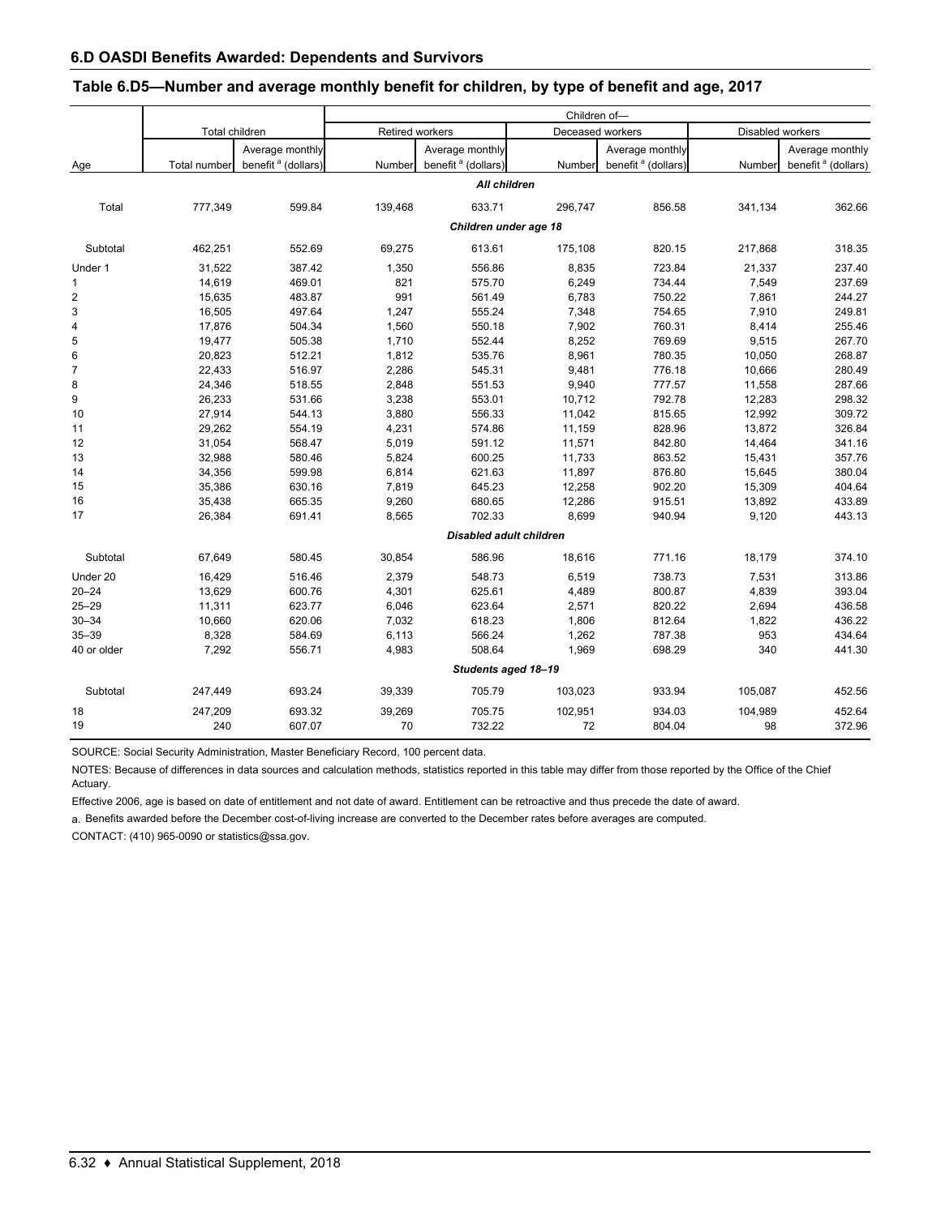## 6.D OASDI Benefits Awarded: Dependents and Survivors

### Table 6.D5—Number and average monthly benefit for children, by type of benefit and age, 2017

| Age | Total children | | Children of— Retired workers | | Children of— Deceased workers | | Children of— Disabled workers | |
|---|---|---|---|---|---|---|---|---|
| | Total number | Average monthly benefit [a] (dollars) | Number | Average monthly benefit [a] (dollars) | Number | Average monthly benefit [a] (dollars) | Number | Average monthly benefit [a] (dollars) |
| | | | | ***All children*** | | | | |
| Total | 777,349 | 599.84 | 139,468 | 633.71 | 296,747 | 856.58 | 341,134 | 362.66 |
| | | | | ***Children under age 18*** | | | | |
| Subtotal | 462,251 | 552.69 | 69,275 | 613.61 | 175,108 | 820.15 | 217,868 | 318.35 |
| Under 1 | 31,522 | 387.42 | 1,350 | 556.86 | 8,835 | 723.84 | 21,337 | 237.40 |
| 1 | 14,619 | 469.01 | 821 | 575.70 | 6,249 | 734.44 | 7,549 | 237.69 |
| 2 | 15,635 | 483.87 | 991 | 561.49 | 6,783 | 750.22 | 7,861 | 244.27 |
| 3 | 16,505 | 497.64 | 1,247 | 555.24 | 7,348 | 754.65 | 7,910 | 249.81 |
| 4 | 17,876 | 504.34 | 1,560 | 550.18 | 7,902 | 760.31 | 8,414 | 255.46 |
| 5 | 19,477 | 505.38 | 1,710 | 552.44 | 8,252 | 769.69 | 9,515 | 267.70 |
| 6 | 20,823 | 512.21 | 1,812 | 535.76 | 8,961 | 780.35 | 10,050 | 268.87 |
| 7 | 22,433 | 516.97 | 2,286 | 545.31 | 9,481 | 776.18 | 10,666 | 280.49 |
| 8 | 24,346 | 518.55 | 2,848 | 551.53 | 9,940 | 777.57 | 11,558 | 287.66 |
| 9 | 26,233 | 531.66 | 3,238 | 553.01 | 10,712 | 792.78 | 12,283 | 298.32 |
| 10 | 27,914 | 544.13 | 3,880 | 556.33 | 11,042 | 815.65 | 12,992 | 309.72 |
| 11 | 29,262 | 554.19 | 4,231 | 574.86 | 11,159 | 828.96 | 13,872 | 326.84 |
| 12 | 31,054 | 568.47 | 5,019 | 591.12 | 11,571 | 842.80 | 14,464 | 341.16 |
| 13 | 32,988 | 580.46 | 5,824 | 600.25 | 11,733 | 863.52 | 15,431 | 357.76 |
| 14 | 34,356 | 599.98 | 6,814 | 621.63 | 11,897 | 876.80 | 15,645 | 380.04 |
| 15 | 35,386 | 630.16 | 7,819 | 645.23 | 12,258 | 902.20 | 15,309 | 404.64 |
| 16 | 35,438 | 665.35 | 9,260 | 680.65 | 12,286 | 915.51 | 13,892 | 433.89 |
| 17 | 26,384 | 691.41 | 8,565 | 702.33 | 8,699 | 940.94 | 9,120 | 443.13 |
| | | | | ***Disabled adult children*** | | | | |
| Subtotal | 67,649 | 580.45 | 30,854 | 586.96 | 18,616 | 771.16 | 18,179 | 374.10 |
| Under 20 | 16,429 | 516.46 | 2,379 | 548.73 | 6,519 | 738.73 | 7,531 | 313.86 |
| 20–24 | 13,629 | 600.76 | 4,301 | 625.61 | 4,489 | 800.87 | 4,839 | 393.04 |
| 25–29 | 11,311 | 623.77 | 6,046 | 623.64 | 2,571 | 820.22 | 2,694 | 436.58 |
| 30–34 | 10,660 | 620.06 | 7,032 | 618.23 | 1,806 | 812.64 | 1,822 | 436.22 |
| 35–39 | 8,328 | 584.69 | 6,113 | 566.24 | 1,262 | 787.38 | 953 | 434.64 |
| 40 or older | 7,292 | 556.71 | 4,983 | 508.64 | 1,969 | 698.29 | 340 | 441.30 |
| | | | | ***Students aged 18–19*** | | | | |
| Subtotal | 247,449 | 693.24 | 39,339 | 705.79 | 103,023 | 933.94 | 105,087 | 452.56 |
| 18 | 247,209 | 693.32 | 39,269 | 705.75 | 102,951 | 934.03 | 104,989 | 452.64 |
| 19 | 240 | 607.07 | 70 | 732.22 | 72 | 804.04 | 98 | 372.96 |

SOURCE: Social Security Administration, Master Beneficiary Record, 100 percent data.

NOTES: Because of differences in data sources and calculation methods, statistics reported in this table may differ from those reported by the Office of the Chief Actuary.

Effective 2006, age is based on date of entitlement and not date of award. Entitlement can be retroactive and thus precede the date of award.

a. Benefits awarded before the December cost-of-living increase are converted to the December rates before averages are computed.

CONTACT: (410) 965-0090 or statistics@ssa.gov.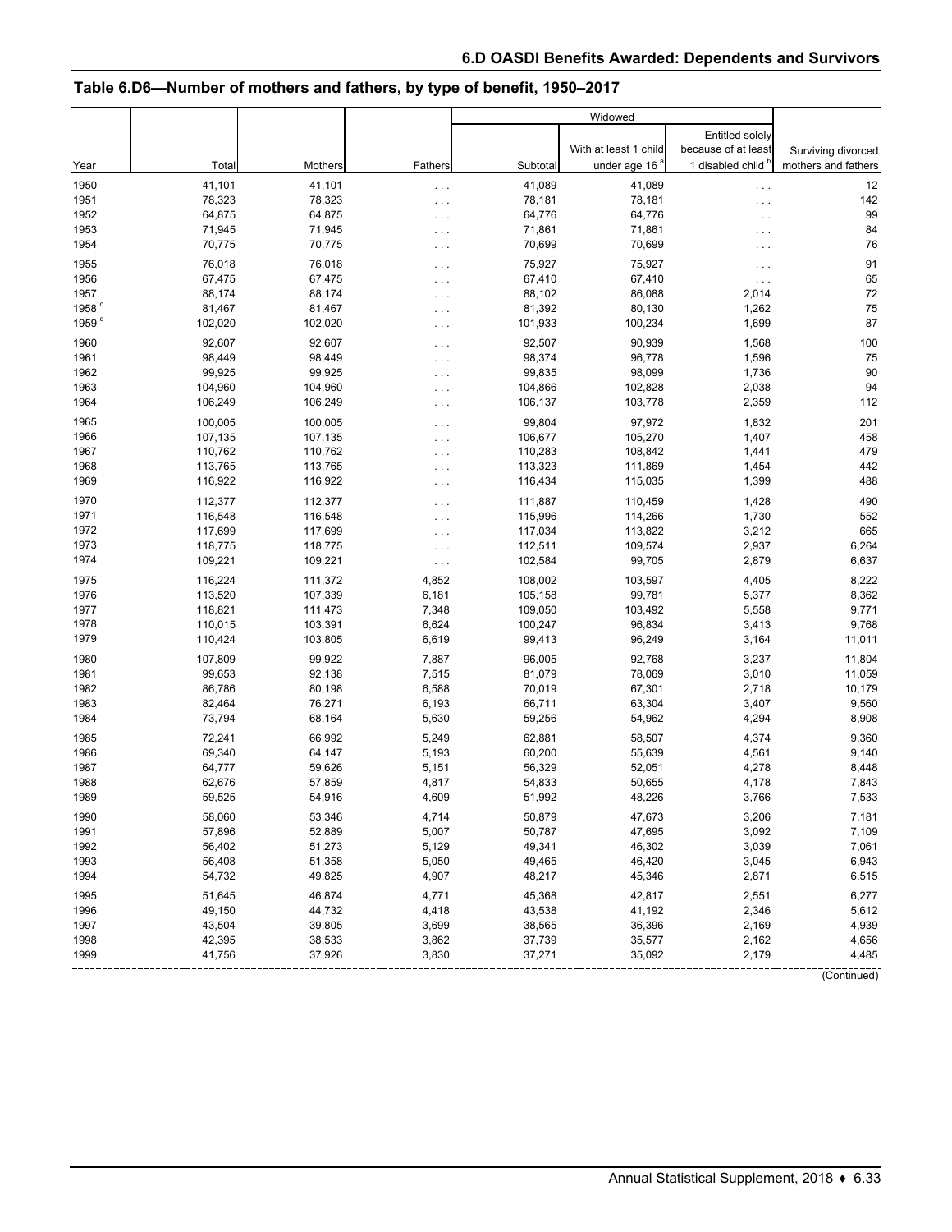## Table 6.D6—Number of mothers and fathers, by type of benefit, 1950–2017

| Year | Total | Mothers | Fathers | Widowed | | | Surviving divorced mothers and fathers |
|---|---|---|---|---|---|---|---|
| | | | | Subtotal | With at least 1 child under age 16 [a] | Entitled solely because of at least 1 disabled child [b] | |
| 1950 | 41,101 | 41,101 | . . . | 41,089 | 41,089 | . . . | 12 |
| 1951 | 78,323 | 78,323 | . . . | 78,181 | 78,181 | . . . | 142 |
| 1952 | 64,875 | 64,875 | . . . | 64,776 | 64,776 | . . . | 99 |
| 1953 | 71,945 | 71,945 | . . . | 71,861 | 71,861 | . . . | 84 |
| 1954 | 70,775 | 70,775 | . . . | 70,699 | 70,699 | . . . | 76 |
| 1955 | 76,018 | 76,018 | . . . | 75,927 | 75,927 | . . . | 91 |
| 1956 | 67,475 | 67,475 | . . . | 67,410 | 67,410 | . . . | 65 |
| 1957 | 88,174 | 88,174 | . . . | 88,102 | 86,088 | 2,014 | 72 |
| 1958 [c] | 81,467 | 81,467 | . . . | 81,392 | 80,130 | 1,262 | 75 |
| 1959 [d] | 102,020 | 102,020 | . . . | 101,933 | 100,234 | 1,699 | 87 |
| 1960 | 92,607 | 92,607 | . . . | 92,507 | 90,939 | 1,568 | 100 |
| 1961 | 98,449 | 98,449 | . . . | 98,374 | 96,778 | 1,596 | 75 |
| 1962 | 99,925 | 99,925 | . . . | 99,835 | 98,099 | 1,736 | 90 |
| 1963 | 104,960 | 104,960 | . . . | 104,866 | 102,828 | 2,038 | 94 |
| 1964 | 106,249 | 106,249 | . . . | 106,137 | 103,778 | 2,359 | 112 |
| 1965 | 100,005 | 100,005 | . . . | 99,804 | 97,972 | 1,832 | 201 |
| 1966 | 107,135 | 107,135 | . . . | 106,677 | 105,270 | 1,407 | 458 |
| 1967 | 110,762 | 110,762 | . . . | 110,283 | 108,842 | 1,441 | 479 |
| 1968 | 113,765 | 113,765 | . . . | 113,323 | 111,869 | 1,454 | 442 |
| 1969 | 116,922 | 116,922 | . . . | 116,434 | 115,035 | 1,399 | 488 |
| 1970 | 112,377 | 112,377 | . . . | 111,887 | 110,459 | 1,428 | 490 |
| 1971 | 116,548 | 116,548 | . . . | 115,996 | 114,266 | 1,730 | 552 |
| 1972 | 117,699 | 117,699 | . . . | 117,034 | 113,822 | 3,212 | 665 |
| 1973 | 118,775 | 118,775 | . . . | 112,511 | 109,574 | 2,937 | 6,264 |
| 1974 | 109,221 | 109,221 | . . . | 102,584 | 99,705 | 2,879 | 6,637 |
| 1975 | 116,224 | 111,372 | 4,852 | 108,002 | 103,597 | 4,405 | 8,222 |
| 1976 | 113,520 | 107,339 | 6,181 | 105,158 | 99,781 | 5,377 | 8,362 |
| 1977 | 118,821 | 111,473 | 7,348 | 109,050 | 103,492 | 5,558 | 9,771 |
| 1978 | 110,015 | 103,391 | 6,624 | 100,247 | 96,834 | 3,413 | 9,768 |
| 1979 | 110,424 | 103,805 | 6,619 | 99,413 | 96,249 | 3,164 | 11,011 |
| 1980 | 107,809 | 99,922 | 7,887 | 96,005 | 92,768 | 3,237 | 11,804 |
| 1981 | 99,653 | 92,138 | 7,515 | 81,079 | 78,069 | 3,010 | 11,059 |
| 1982 | 86,786 | 80,198 | 6,588 | 70,019 | 67,301 | 2,718 | 10,179 |
| 1983 | 82,464 | 76,271 | 6,193 | 66,711 | 63,304 | 3,407 | 9,560 |
| 1984 | 73,794 | 68,164 | 5,630 | 59,256 | 54,962 | 4,294 | 8,908 |
| 1985 | 72,241 | 66,992 | 5,249 | 62,881 | 58,507 | 4,374 | 9,360 |
| 1986 | 69,340 | 64,147 | 5,193 | 60,200 | 55,639 | 4,561 | 9,140 |
| 1987 | 64,777 | 59,626 | 5,151 | 56,329 | 52,051 | 4,278 | 8,448 |
| 1988 | 62,676 | 57,859 | 4,817 | 54,833 | 50,655 | 4,178 | 7,843 |
| 1989 | 59,525 | 54,916 | 4,609 | 51,992 | 48,226 | 3,766 | 7,533 |
| 1990 | 58,060 | 53,346 | 4,714 | 50,879 | 47,673 | 3,206 | 7,181 |
| 1991 | 57,896 | 52,889 | 5,007 | 50,787 | 47,695 | 3,092 | 7,109 |
| 1992 | 56,402 | 51,273 | 5,129 | 49,341 | 46,302 | 3,039 | 7,061 |
| 1993 | 56,408 | 51,358 | 5,050 | 49,465 | 46,420 | 3,045 | 6,943 |
| 1994 | 54,732 | 49,825 | 4,907 | 48,217 | 45,346 | 2,871 | 6,515 |
| 1995 | 51,645 | 46,874 | 4,771 | 45,368 | 42,817 | 2,551 | 6,277 |
| 1996 | 49,150 | 44,732 | 4,418 | 43,538 | 41,192 | 2,346 | 5,612 |
| 1997 | 43,504 | 39,805 | 3,699 | 38,565 | 36,396 | 2,169 | 4,939 |
| 1998 | 42,395 | 38,533 | 3,862 | 37,739 | 35,577 | 2,162 | 4,656 |
| 1999 | 41,756 | 37,926 | 3,830 | 37,271 | 35,092 | 2,179 | 4,485 |

(Continued)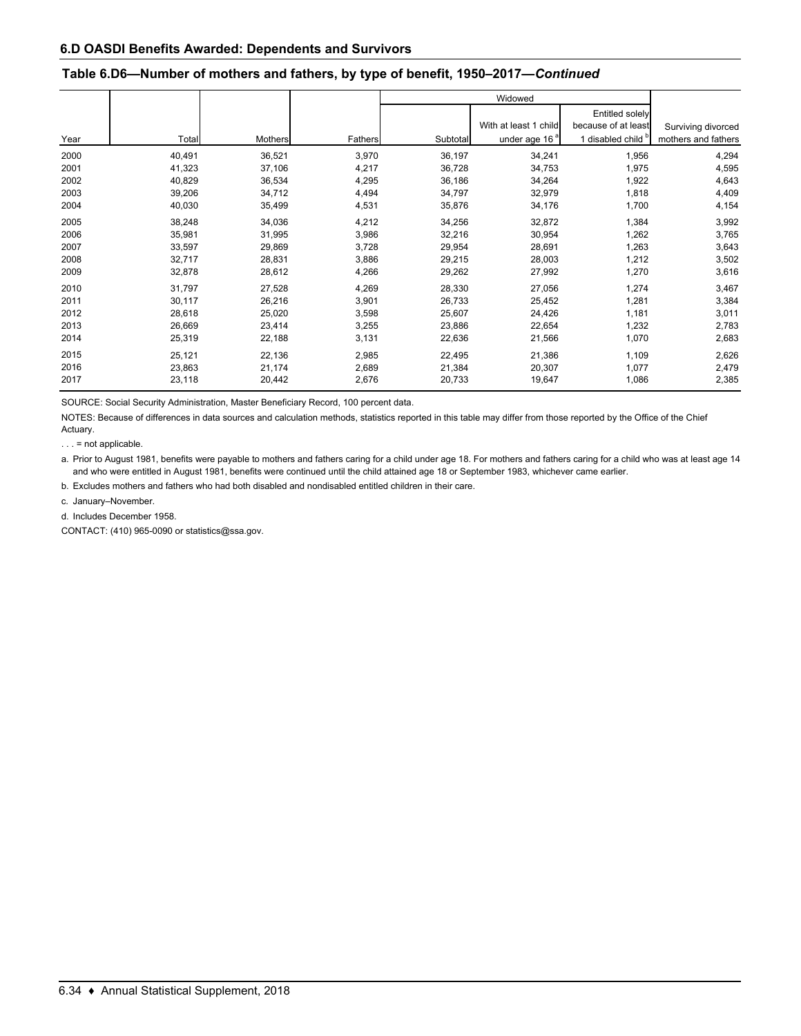## 6.D OASDI Benefits Awarded: Dependents and Survivors

### Table 6.D6—Number of mothers and fathers, by type of benefit, 1950–2017—*Continued*

| | | | | Widowed | | | |
|---|---|---|---|---|---|---|---|
| Year | Total | Mothers | Fathers | Subtotal | With at least 1 child under age 16 [a] | Entitled solely because of at least 1 disabled child [b] | Surviving divorced mothers and fathers |
| 2000 | 40,491 | 36,521 | 3,970 | 36,197 | 34,241 | 1,956 | 4,294 |
| 2001 | 41,323 | 37,106 | 4,217 | 36,728 | 34,753 | 1,975 | 4,595 |
| 2002 | 40,829 | 36,534 | 4,295 | 36,186 | 34,264 | 1,922 | 4,643 |
| 2003 | 39,206 | 34,712 | 4,494 | 34,797 | 32,979 | 1,818 | 4,409 |
| 2004 | 40,030 | 35,499 | 4,531 | 35,876 | 34,176 | 1,700 | 4,154 |
| 2005 | 38,248 | 34,036 | 4,212 | 34,256 | 32,872 | 1,384 | 3,992 |
| 2006 | 35,981 | 31,995 | 3,986 | 32,216 | 30,954 | 1,262 | 3,765 |
| 2007 | 33,597 | 29,869 | 3,728 | 29,954 | 28,691 | 1,263 | 3,643 |
| 2008 | 32,717 | 28,831 | 3,886 | 29,215 | 28,003 | 1,212 | 3,502 |
| 2009 | 32,878 | 28,612 | 4,266 | 29,262 | 27,992 | 1,270 | 3,616 |
| 2010 | 31,797 | 27,528 | 4,269 | 28,330 | 27,056 | 1,274 | 3,467 |
| 2011 | 30,117 | 26,216 | 3,901 | 26,733 | 25,452 | 1,281 | 3,384 |
| 2012 | 28,618 | 25,020 | 3,598 | 25,607 | 24,426 | 1,181 | 3,011 |
| 2013 | 26,669 | 23,414 | 3,255 | 23,886 | 22,654 | 1,232 | 2,783 |
| 2014 | 25,319 | 22,188 | 3,131 | 22,636 | 21,566 | 1,070 | 2,683 |
| 2015 | 25,121 | 22,136 | 2,985 | 22,495 | 21,386 | 1,109 | 2,626 |
| 2016 | 23,863 | 21,174 | 2,689 | 21,384 | 20,307 | 1,077 | 2,479 |
| 2017 | 23,118 | 20,442 | 2,676 | 20,733 | 19,647 | 1,086 | 2,385 |

SOURCE: Social Security Administration, Master Beneficiary Record, 100 percent data.

NOTES: Because of differences in data sources and calculation methods, statistics reported in this table may differ from those reported by the Office of the Chief Actuary.

. . . = not applicable.

a. Prior to August 1981, benefits were payable to mothers and fathers caring for a child under age 18. For mothers and fathers caring for a child who was at least age 14 and who were entitled in August 1981, benefits were continued until the child attained age 18 or September 1983, whichever came earlier.

b. Excludes mothers and fathers who had both disabled and nondisabled entitled children in their care.

c. January–November.

d. Includes December 1958.

CONTACT: (410) 965-0090 or statistics@ssa.gov.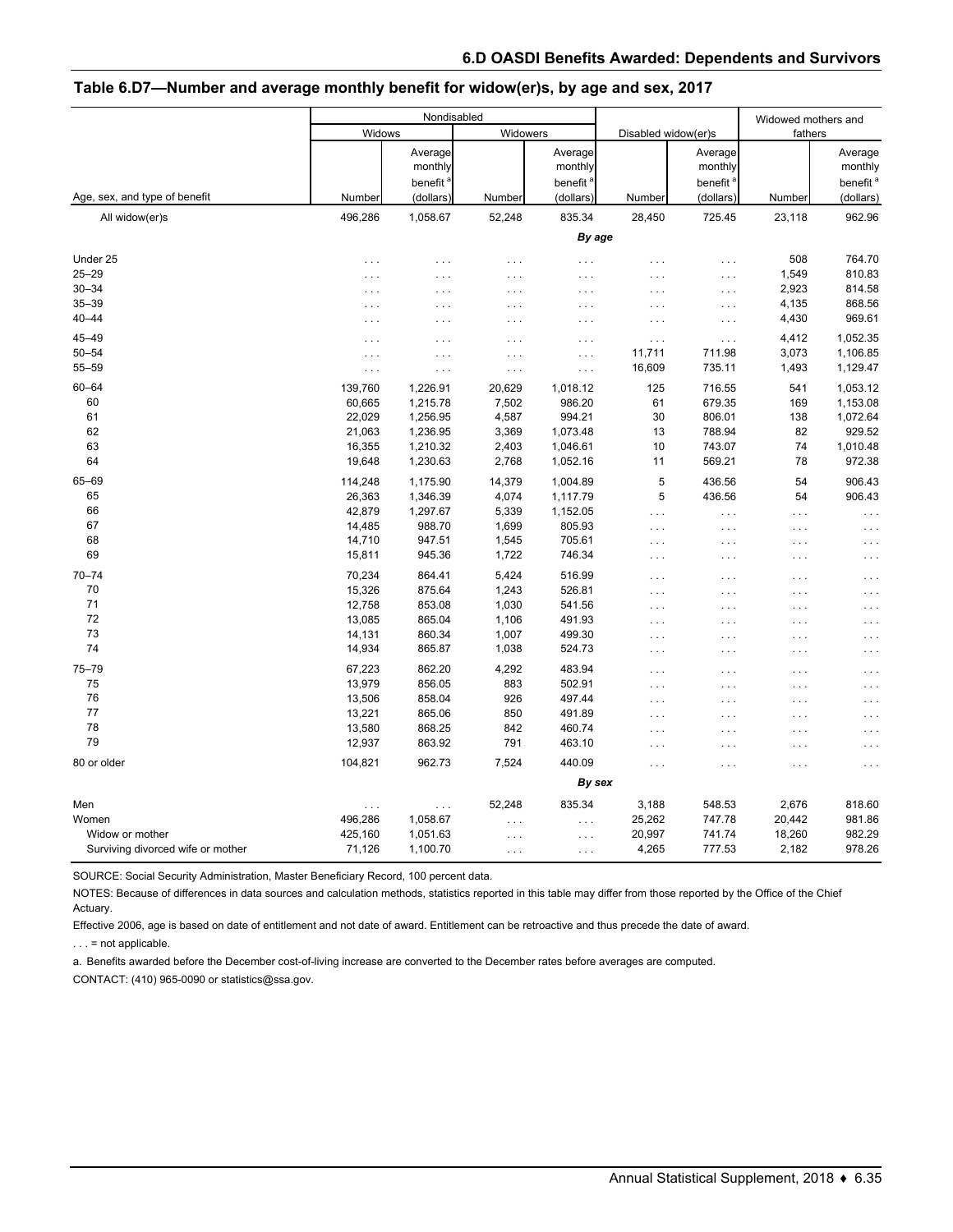## 6.D OASDI Benefits Awarded: Dependents and Survivors

### Table 6.D7—Number and average monthly benefit for widow(er)s, by age and sex, 2017

| Age, sex, and type of benefit | Nondisabled | | | | Disabled widow(er)s | | Widowed mothers and fathers | |
|---|---|---|---|---|---|---|---|---|
| | Widows | | Widowers | | | | | |
| | Number | Average monthly benefit [a] (dollars) | Number | Average monthly benefit [a] (dollars) | Number | Average monthly benefit [a] (dollars) | Number | Average monthly benefit [a] (dollars) |
| All widow(er)s | 496,286 | 1,058.67 | 52,248 | 835.34 | 28,450 | 725.45 | 23,118 | 962.96 |
| | | | | *By age* | | | | |
| Under 25 | . . . | . . . | . . . | . . . | . . . | . . . | 508 | 764.70 |
| 25–29 | . . . | . . . | . . . | . . . | . . . | . . . | 1,549 | 810.83 |
| 30–34 | . . . | . . . | . . . | . . . | . . . | . . . | 2,923 | 814.58 |
| 35–39 | . . . | . . . | . . . | . . . | . . . | . . . | 4,135 | 868.56 |
| 40–44 | . . . | . . . | . . . | . . . | . . . | . . . | 4,430 | 969.61 |
| 45–49 | . . . | . . . | . . . | . . . | . . . | . . . | 4,412 | 1,052.35 |
| 50–54 | . . . | . . . | . . . | . . . | 11,711 | 711.98 | 3,073 | 1,106.85 |
| 55–59 | . . . | . . . | . . . | . . . | 16,609 | 735.11 | 1,493 | 1,129.47 |
| 60–64 | 139,760 | 1,226.91 | 20,629 | 1,018.12 | 125 | 716.55 | 541 | 1,053.12 |
| 60 | 60,665 | 1,215.78 | 7,502 | 986.20 | 61 | 679.35 | 169 | 1,153.08 |
| 61 | 22,029 | 1,256.95 | 4,587 | 994.21 | 30 | 806.01 | 138 | 1,072.64 |
| 62 | 21,063 | 1,236.95 | 3,369 | 1,073.48 | 13 | 788.94 | 82 | 929.52 |
| 63 | 16,355 | 1,210.32 | 2,403 | 1,046.61 | 10 | 743.07 | 74 | 1,010.48 |
| 64 | 19,648 | 1,230.63 | 2,768 | 1,052.16 | 11 | 569.21 | 78 | 972.38 |
| 65–69 | 114,248 | 1,175.90 | 14,379 | 1,004.89 | 5 | 436.56 | 54 | 906.43 |
| 65 | 26,363 | 1,346.39 | 4,074 | 1,117.79 | 5 | 436.56 | 54 | 906.43 |
| 66 | 42,879 | 1,297.67 | 5,339 | 1,152.05 | . . . | . . . | . . . | . . . |
| 67 | 14,485 | 988.70 | 1,699 | 805.93 | . . . | . . . | . . . | . . . |
| 68 | 14,710 | 947.51 | 1,545 | 705.61 | . . . | . . . | . . . | . . . |
| 69 | 15,811 | 945.36 | 1,722 | 746.34 | . . . | . . . | . . . | . . . |
| 70–74 | 70,234 | 864.41 | 5,424 | 516.99 | . . . | . . . | . . . | . . . |
| 70 | 15,326 | 875.64 | 1,243 | 526.81 | . . . | . . . | . . . | . . . |
| 71 | 12,758 | 853.08 | 1,030 | 541.56 | . . . | . . . | . . . | . . . |
| 72 | 13,085 | 865.04 | 1,106 | 491.93 | . . . | . . . | . . . | . . . |
| 73 | 14,131 | 860.34 | 1,007 | 499.30 | . . . | . . . | . . . | . . . |
| 74 | 14,934 | 865.87 | 1,038 | 524.73 | . . . | . . . | . . . | . . . |
| 75–79 | 67,223 | 862.20 | 4,292 | 483.94 | . . . | . . . | . . . | . . . |
| 75 | 13,979 | 856.05 | 883 | 502.91 | . . . | . . . | . . . | . . . |
| 76 | 13,506 | 858.04 | 926 | 497.44 | . . . | . . . | . . . | . . . |
| 77 | 13,221 | 865.06 | 850 | 491.89 | . . . | . . . | . . . | . . . |
| 78 | 13,580 | 868.25 | 842 | 460.74 | . . . | . . . | . . . | . . . |
| 79 | 12,937 | 863.92 | 791 | 463.10 | . . . | . . . | . . . | . . . |
| 80 or older | 104,821 | 962.73 | 7,524 | 440.09 | . . . | . . . | . . . | . . . |
| | | | | *By sex* | | | | |
| Men | . . . | . . . | 52,248 | 835.34 | 3,188 | 548.53 | 2,676 | 818.60 |
| Women | 496,286 | 1,058.67 | . . . | . . . | 25,262 | 747.78 | 20,442 | 981.86 |
| Widow or mother | 425,160 | 1,051.63 | . . . | . . . | 20,997 | 741.74 | 18,260 | 982.29 |
| Surviving divorced wife or mother | 71,126 | 1,100.70 | . . . | . . . | 4,265 | 777.53 | 2,182 | 978.26 |

SOURCE: Social Security Administration, Master Beneficiary Record, 100 percent data.

NOTES: Because of differences in data sources and calculation methods, statistics reported in this table may differ from those reported by the Office of the Chief Actuary.

Effective 2006, age is based on date of entitlement and not date of award. Entitlement can be retroactive and thus precede the date of award.

. . . = not applicable.

a. Benefits awarded before the December cost-of-living increase are converted to the December rates before averages are computed.

CONTACT: (410) 965-0090 or statistics@ssa.gov.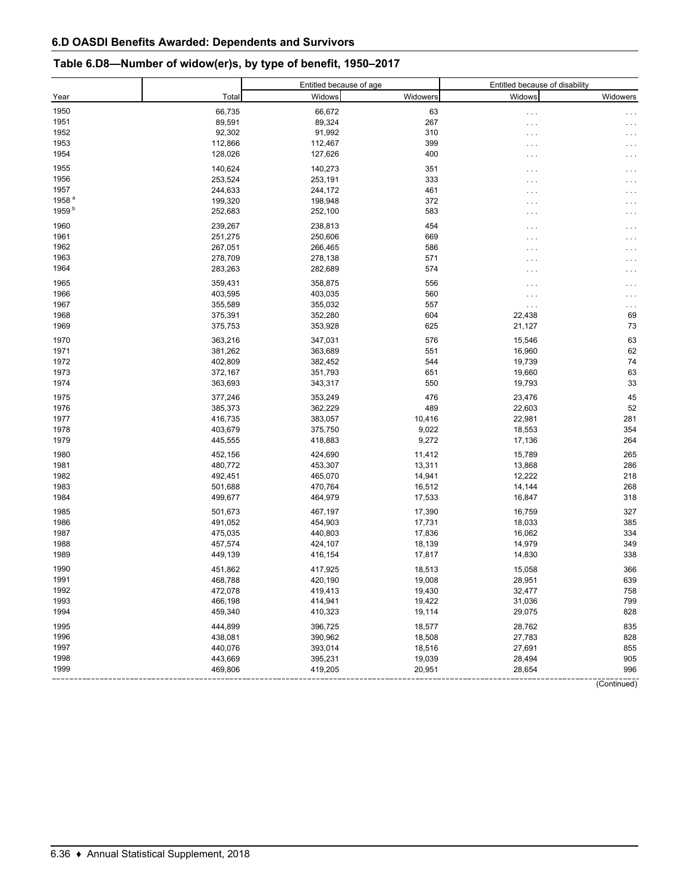## 6.D OASDI Benefits Awarded: Dependents and Survivors

### Table 6.D8—Number of widow(er)s, by type of benefit, 1950–2017

| Year | Total | Entitled because of age | | Entitled because of disability | |
|---|---|---|---|---|---|
| | | Widows | Widowers | Widows | Widowers |
| 1950 | 66,735 | 66,672 | 63 | . . . | . . . |
| 1951 | 89,591 | 89,324 | 267 | . . . | . . . |
| 1952 | 92,302 | 91,992 | 310 | . . . | . . . |
| 1953 | 112,866 | 112,467 | 399 | . . . | . . . |
| 1954 | 128,026 | 127,626 | 400 | . . . | . . . |
| 1955 | 140,624 | 140,273 | 351 | . . . | . . . |
| 1956 | 253,524 | 253,191 | 333 | . . . | . . . |
| 1957 | 244,633 | 244,172 | 461 | . . . | . . . |
| 1958 [a] | 199,320 | 198,948 | 372 | . . . | . . . |
| 1959 [b] | 252,683 | 252,100 | 583 | . . . | . . . |
| 1960 | 239,267 | 238,813 | 454 | . . . | . . . |
| 1961 | 251,275 | 250,606 | 669 | . . . | . . . |
| 1962 | 267,051 | 266,465 | 586 | . . . | . . . |
| 1963 | 278,709 | 278,138 | 571 | . . . | . . . |
| 1964 | 283,263 | 282,689 | 574 | . . . | . . . |
| 1965 | 359,431 | 358,875 | 556 | . . . | . . . |
| 1966 | 403,595 | 403,035 | 560 | . . . | . . . |
| 1967 | 355,589 | 355,032 | 557 | . . . | . . . |
| 1968 | 375,391 | 352,280 | 604 | 22,438 | 69 |
| 1969 | 375,753 | 353,928 | 625 | 21,127 | 73 |
| 1970 | 363,216 | 347,031 | 576 | 15,546 | 63 |
| 1971 | 381,262 | 363,689 | 551 | 16,960 | 62 |
| 1972 | 402,809 | 382,452 | 544 | 19,739 | 74 |
| 1973 | 372,167 | 351,793 | 651 | 19,660 | 63 |
| 1974 | 363,693 | 343,317 | 550 | 19,793 | 33 |
| 1975 | 377,246 | 353,249 | 476 | 23,476 | 45 |
| 1976 | 385,373 | 362,229 | 489 | 22,603 | 52 |
| 1977 | 416,735 | 383,057 | 10,416 | 22,981 | 281 |
| 1978 | 403,679 | 375,750 | 9,022 | 18,553 | 354 |
| 1979 | 445,555 | 418,883 | 9,272 | 17,136 | 264 |
| 1980 | 452,156 | 424,690 | 11,412 | 15,789 | 265 |
| 1981 | 480,772 | 453,307 | 13,311 | 13,868 | 286 |
| 1982 | 492,451 | 465,070 | 14,941 | 12,222 | 218 |
| 1983 | 501,688 | 470,764 | 16,512 | 14,144 | 268 |
| 1984 | 499,677 | 464,979 | 17,533 | 16,847 | 318 |
| 1985 | 501,673 | 467,197 | 17,390 | 16,759 | 327 |
| 1986 | 491,052 | 454,903 | 17,731 | 18,033 | 385 |
| 1987 | 475,035 | 440,803 | 17,836 | 16,062 | 334 |
| 1988 | 457,574 | 424,107 | 18,139 | 14,979 | 349 |
| 1989 | 449,139 | 416,154 | 17,817 | 14,830 | 338 |
| 1990 | 451,862 | 417,925 | 18,513 | 15,058 | 366 |
| 1991 | 468,788 | 420,190 | 19,008 | 28,951 | 639 |
| 1992 | 472,078 | 419,413 | 19,430 | 32,477 | 758 |
| 1993 | 466,198 | 414,941 | 19,422 | 31,036 | 799 |
| 1994 | 459,340 | 410,323 | 19,114 | 29,075 | 828 |
| 1995 | 444,899 | 396,725 | 18,577 | 28,762 | 835 |
| 1996 | 438,081 | 390,962 | 18,508 | 27,783 | 828 |
| 1997 | 440,076 | 393,014 | 18,516 | 27,691 | 855 |
| 1998 | 443,669 | 395,231 | 19,039 | 28,494 | 905 |
| 1999 | 469,806 | 419,205 | 20,951 | 28,654 | 996 |

(Continued)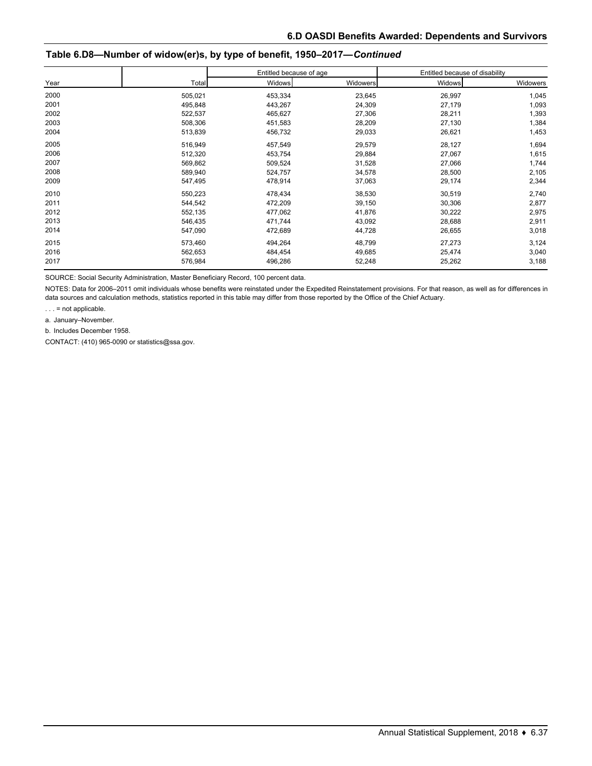## Table 6.D8—Number of widow(er)s, by type of benefit, 1950–2017—*Continued*

| Year | Total | Entitled because of age | | Entitled because of disability | |
|---|---|---|---|---|---|
| | | Widows | Widowers | Widows | Widowers |
| 2000 | 505,021 | 453,334 | 23,645 | 26,997 | 1,045 |
| 2001 | 495,848 | 443,267 | 24,309 | 27,179 | 1,093 |
| 2002 | 522,537 | 465,627 | 27,306 | 28,211 | 1,393 |
| 2003 | 508,306 | 451,583 | 28,209 | 27,130 | 1,384 |
| 2004 | 513,839 | 456,732 | 29,033 | 26,621 | 1,453 |
| 2005 | 516,949 | 457,549 | 29,579 | 28,127 | 1,694 |
| 2006 | 512,320 | 453,754 | 29,884 | 27,067 | 1,615 |
| 2007 | 569,862 | 509,524 | 31,528 | 27,066 | 1,744 |
| 2008 | 589,940 | 524,757 | 34,578 | 28,500 | 2,105 |
| 2009 | 547,495 | 478,914 | 37,063 | 29,174 | 2,344 |
| 2010 | 550,223 | 478,434 | 38,530 | 30,519 | 2,740 |
| 2011 | 544,542 | 472,209 | 39,150 | 30,306 | 2,877 |
| 2012 | 552,135 | 477,062 | 41,876 | 30,222 | 2,975 |
| 2013 | 546,435 | 471,744 | 43,092 | 28,688 | 2,911 |
| 2014 | 547,090 | 472,689 | 44,728 | 26,655 | 3,018 |
| 2015 | 573,460 | 494,264 | 48,799 | 27,273 | 3,124 |
| 2016 | 562,653 | 484,454 | 49,685 | 25,474 | 3,040 |
| 2017 | 576,984 | 496,286 | 52,248 | 25,262 | 3,188 |

SOURCE: Social Security Administration, Master Beneficiary Record, 100 percent data.

NOTES: Data for 2006–2011 omit individuals whose benefits were reinstated under the Expedited Reinstatement provisions. For that reason, as well as for differences in data sources and calculation methods, statistics reported in this table may differ from those reported by the Office of the Chief Actuary.

. . . = not applicable.

a. January–November.

b. Includes December 1958.

CONTACT: (410) 965-0090 or statistics@ssa.gov.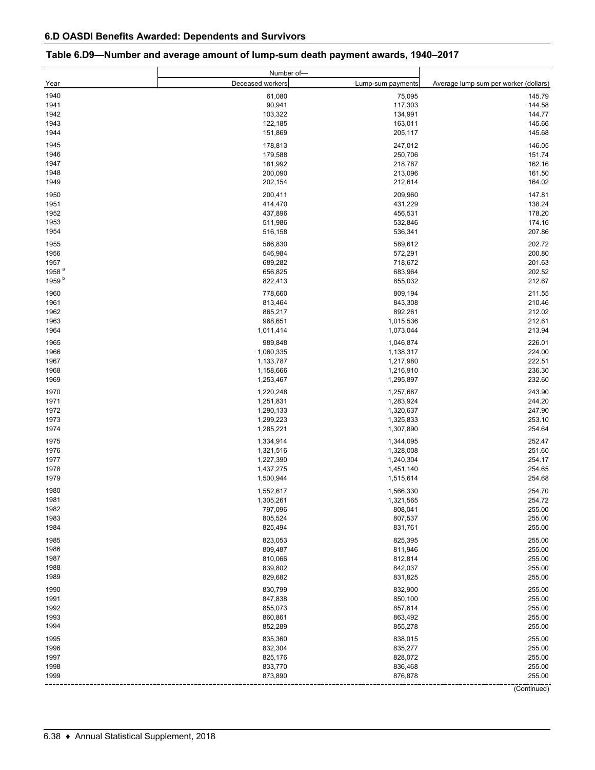## 6.D OASDI Benefits Awarded: Dependents and Survivors

### Table 6.D9—Number and average amount of lump-sum death payment awards, 1940–2017

| Year | Number of— Deceased workers | Lump-sum payments | Average lump sum per worker (dollars) |
|---|---|---|---|
| 1940 | 61,080 | 75,095 | 145.79 |
| 1941 | 90,941 | 117,303 | 144.58 |
| 1942 | 103,322 | 134,991 | 144.77 |
| 1943 | 122,185 | 163,011 | 145.66 |
| 1944 | 151,869 | 205,117 | 145.68 |
| 1945 | 178,813 | 247,012 | 146.05 |
| 1946 | 179,588 | 250,706 | 151.74 |
| 1947 | 181,992 | 218,787 | 162.16 |
| 1948 | 200,090 | 213,096 | 161.50 |
| 1949 | 202,154 | 212,614 | 164.02 |
| 1950 | 200,411 | 209,960 | 147.81 |
| 1951 | 414,470 | 431,229 | 138.24 |
| 1952 | 437,896 | 456,531 | 178.20 |
| 1953 | 511,986 | 532,846 | 174.16 |
| 1954 | 516,158 | 536,341 | 207.86 |
| 1955 | 566,830 | 589,612 | 202.72 |
| 1956 | 546,984 | 572,291 | 200.80 |
| 1957 | 689,282 | 718,672 | 201.63 |
| 1958 [a] | 656,825 | 683,964 | 202.52 |
| 1959 [b] | 822,413 | 855,032 | 212.67 |
| 1960 | 778,660 | 809,194 | 211.55 |
| 1961 | 813,464 | 843,308 | 210.46 |
| 1962 | 865,217 | 892,261 | 212.02 |
| 1963 | 968,651 | 1,015,536 | 212.61 |
| 1964 | 1,011,414 | 1,073,044 | 213.94 |
| 1965 | 989,848 | 1,046,874 | 226.01 |
| 1966 | 1,060,335 | 1,138,317 | 224.00 |
| 1967 | 1,133,787 | 1,217,980 | 222.51 |
| 1968 | 1,158,666 | 1,216,910 | 236.30 |
| 1969 | 1,253,467 | 1,295,897 | 232.60 |
| 1970 | 1,220,248 | 1,257,687 | 243.90 |
| 1971 | 1,251,831 | 1,283,924 | 244.20 |
| 1972 | 1,290,133 | 1,320,637 | 247.90 |
| 1973 | 1,299,223 | 1,325,833 | 253.10 |
| 1974 | 1,285,221 | 1,307,890 | 254.64 |
| 1975 | 1,334,914 | 1,344,095 | 252.47 |
| 1976 | 1,321,516 | 1,328,008 | 251.60 |
| 1977 | 1,227,390 | 1,240,304 | 254.17 |
| 1978 | 1,437,275 | 1,451,140 | 254.65 |
| 1979 | 1,500,944 | 1,515,614 | 254.68 |
| 1980 | 1,552,617 | 1,566,330 | 254.70 |
| 1981 | 1,305,261 | 1,321,565 | 254.72 |
| 1982 | 797,096 | 808,041 | 255.00 |
| 1983 | 805,524 | 807,537 | 255.00 |
| 1984 | 825,494 | 831,761 | 255.00 |
| 1985 | 823,053 | 825,395 | 255.00 |
| 1986 | 809,487 | 811,946 | 255.00 |
| 1987 | 810,066 | 812,814 | 255.00 |
| 1988 | 839,802 | 842,037 | 255.00 |
| 1989 | 829,682 | 831,825 | 255.00 |
| 1990 | 830,799 | 832,900 | 255.00 |
| 1991 | 847,838 | 850,100 | 255.00 |
| 1992 | 855,073 | 857,614 | 255.00 |
| 1993 | 860,861 | 863,492 | 255.00 |
| 1994 | 852,289 | 855,278 | 255.00 |
| 1995 | 835,360 | 838,015 | 255.00 |
| 1996 | 832,304 | 835,277 | 255.00 |
| 1997 | 825,176 | 828,072 | 255.00 |
| 1998 | 833,770 | 836,468 | 255.00 |
| 1999 | 873,890 | 876,878 | 255.00 |

(Continued)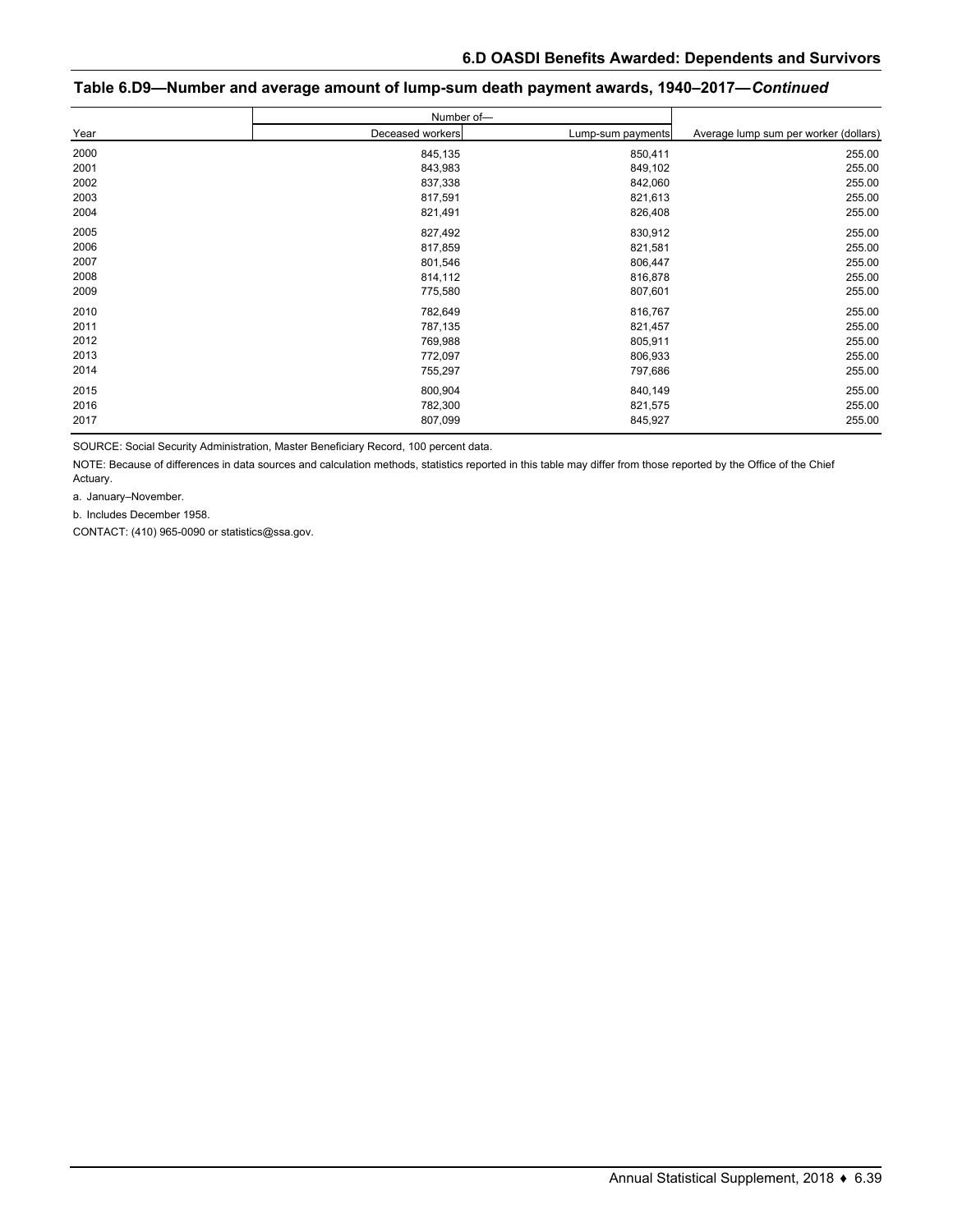# Table 6.D9—Number and average amount of lump-sum death payment awards, 1940–2017—*Continued*

| Year | Number of— | | Average lump sum per worker (dollars) |
|---|---|---|---|
| | Deceased workers | Lump-sum payments | |
| 2000 | 845,135 | 850,411 | 255.00 |
| 2001 | 843,983 | 849,102 | 255.00 |
| 2002 | 837,338 | 842,060 | 255.00 |
| 2003 | 817,591 | 821,613 | 255.00 |
| 2004 | 821,491 | 826,408 | 255.00 |
| 2005 | 827,492 | 830,912 | 255.00 |
| 2006 | 817,859 | 821,581 | 255.00 |
| 2007 | 801,546 | 806,447 | 255.00 |
| 2008 | 814,112 | 816,878 | 255.00 |
| 2009 | 775,580 | 807,601 | 255.00 |
| 2010 | 782,649 | 816,767 | 255.00 |
| 2011 | 787,135 | 821,457 | 255.00 |
| 2012 | 769,988 | 805,911 | 255.00 |
| 2013 | 772,097 | 806,933 | 255.00 |
| 2014 | 755,297 | 797,686 | 255.00 |
| 2015 | 800,904 | 840,149 | 255.00 |
| 2016 | 782,300 | 821,575 | 255.00 |
| 2017 | 807,099 | 845,927 | 255.00 |

SOURCE: Social Security Administration, Master Beneficiary Record, 100 percent data.

NOTE: Because of differences in data sources and calculation methods, statistics reported in this table may differ from those reported by the Office of the Chief Actuary.

a. January–November.

b. Includes December 1958.

CONTACT: (410) 965-0090 or statistics@ssa.gov.